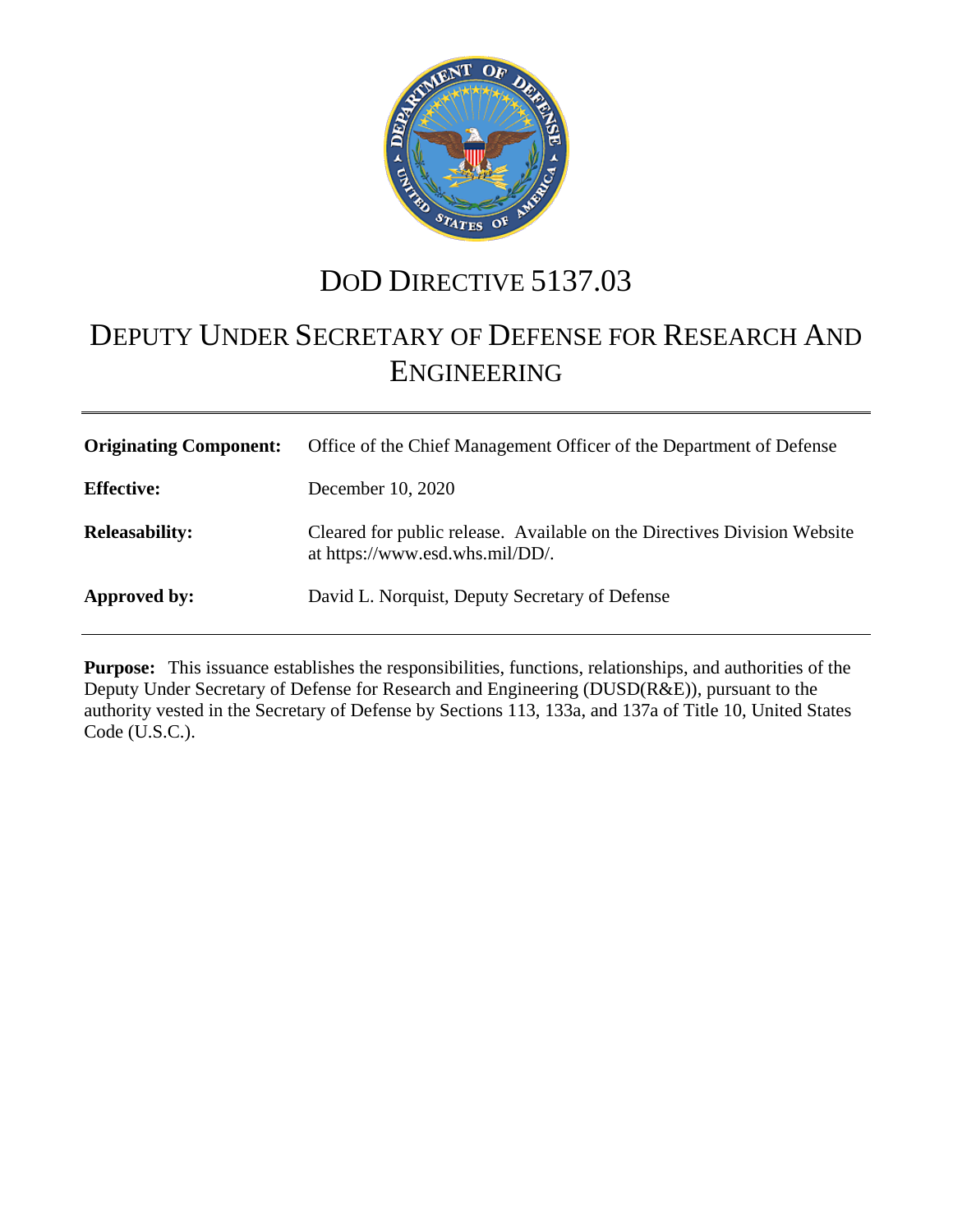# DoD DIRECTIVE 5137.03

# DEPUTY UNDER SECRETARY OF DEFENSE FOR RESEARCH AND ENGINEERING

| | |
|---|---|
| **Originating Component:** | Office of the Chief Management Officer of the Department of Defense |
| **Effective:** | December 10, 2020 |
| **Releasability:** | Cleared for public release. Available on the Directives Division Website at https://www.esd.whs.mil/DD/. |
| **Approved by:** | David L. Norquist, Deputy Secretary of Defense |

**Purpose:** This issuance establishes the responsibilities, functions, relationships, and authorities of the Deputy Under Secretary of Defense for Research and Engineering (DUSD(R&E)), pursuant to the authority vested in the Secretary of Defense by Sections 113, 133a, and 137a of Title 10, United States Code (U.S.C.).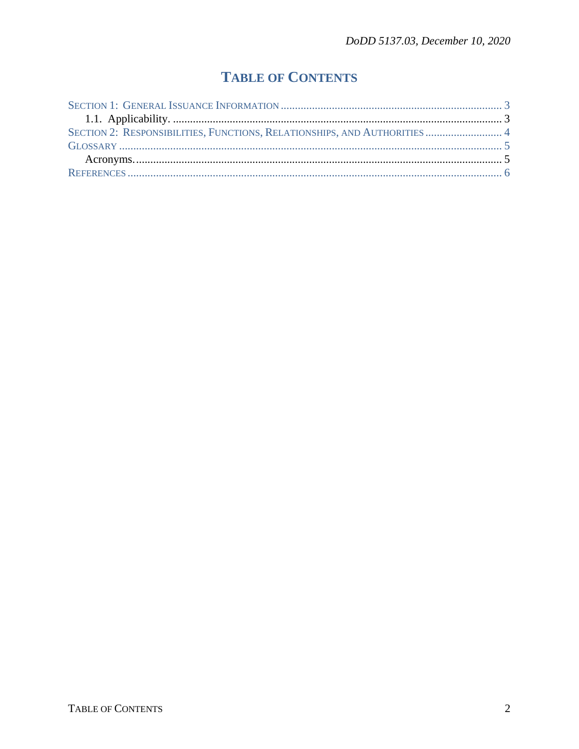# TABLE OF CONTENTS

SECTION 1: GENERAL ISSUANCE INFORMATION ........................................................................ 3
    1.1. Applicability. ................................................................................................................ 3
SECTION 2: RESPONSIBILITIES, FUNCTIONS, RELATIONSHIPS, AND AUTHORITIES .......................... 4
GLOSSARY ..................................................................................................................................... 5
    Acronyms. .................................................................................................................................. 5
REFERENCES .................................................................................................................................. 6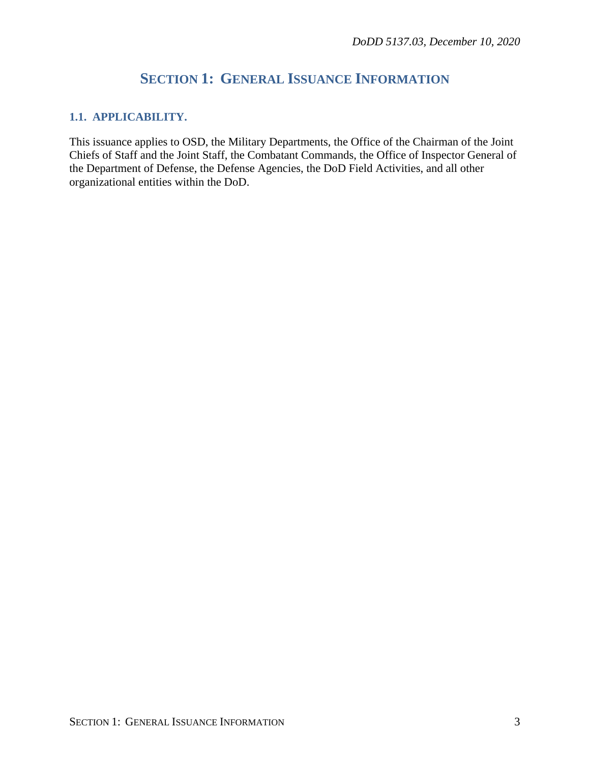# SECTION 1: GENERAL ISSUANCE INFORMATION

## 1.1. APPLICABILITY.

This issuance applies to OSD, the Military Departments, the Office of the Chairman of the Joint Chiefs of Staff and the Joint Staff, the Combatant Commands, the Office of Inspector General of the Department of Defense, the Defense Agencies, the DoD Field Activities, and all other organizational entities within the DoD.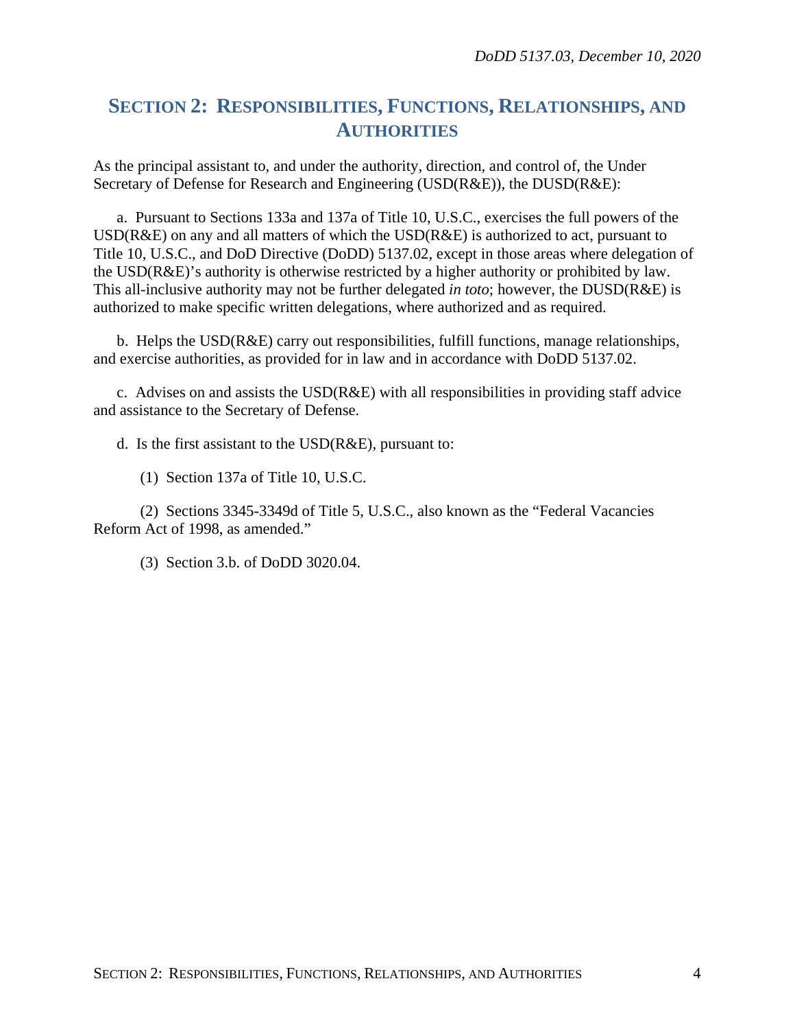## SECTION 2: RESPONSIBILITIES, FUNCTIONS, RELATIONSHIPS, AND AUTHORITIES

As the principal assistant to, and under the authority, direction, and control of, the Under Secretary of Defense for Research and Engineering (USD(R&E)), the DUSD(R&E):

a. Pursuant to Sections 133a and 137a of Title 10, U.S.C., exercises the full powers of the USD(R&E) on any and all matters of which the USD(R&E) is authorized to act, pursuant to Title 10, U.S.C., and DoD Directive (DoDD) 5137.02, except in those areas where delegation of the USD(R&E)'s authority is otherwise restricted by a higher authority or prohibited by law. This all-inclusive authority may not be further delegated *in toto*; however, the DUSD(R&E) is authorized to make specific written delegations, where authorized and as required.

b. Helps the USD(R&E) carry out responsibilities, fulfill functions, manage relationships, and exercise authorities, as provided for in law and in accordance with DoDD 5137.02.

c. Advises on and assists the USD(R&E) with all responsibilities in providing staff advice and assistance to the Secretary of Defense.

d. Is the first assistant to the USD(R&E), pursuant to:

(1) Section 137a of Title 10, U.S.C.

(2) Sections 3345-3349d of Title 5, U.S.C., also known as the "Federal Vacancies Reform Act of 1998, as amended."

(3) Section 3.b. of DoDD 3020.04.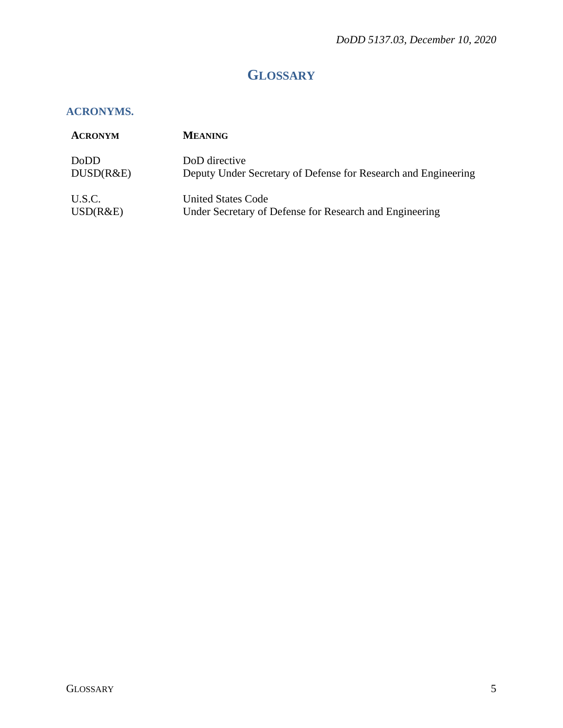# GLOSSARY

## ACRONYMS.

| ACRONYM | MEANING |
| --- | --- |
| DoDD | DoD directive |
| DUSD(R&E) | Deputy Under Secretary of Defense for Research and Engineering |
| U.S.C. | United States Code |
| USD(R&E) | Under Secretary of Defense for Research and Engineering |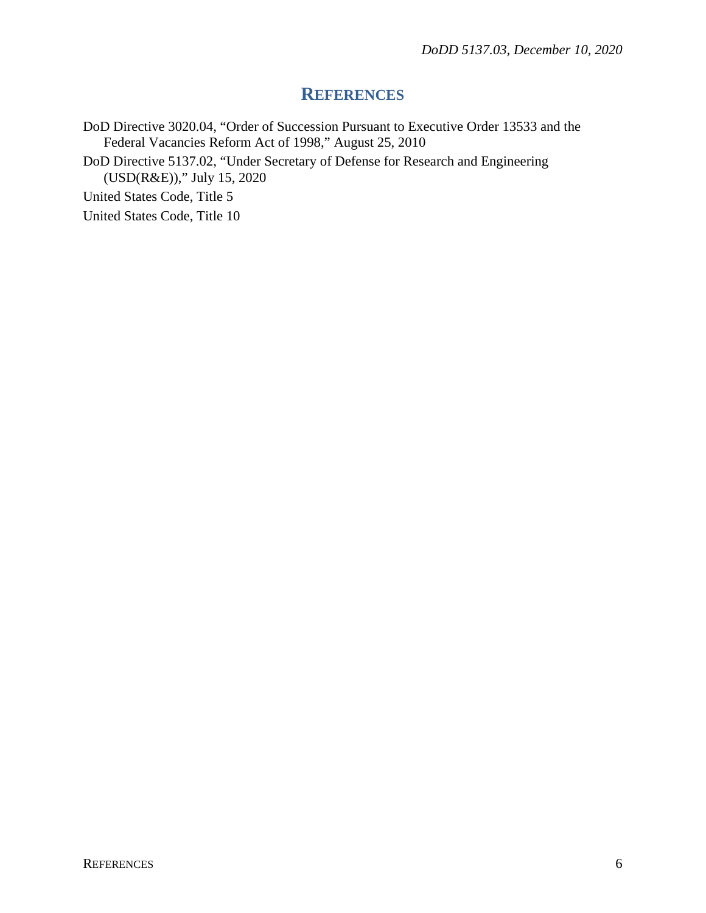## REFERENCES

DoD Directive 3020.04, "Order of Succession Pursuant to Executive Order 13533 and the Federal Vacancies Reform Act of 1998," August 25, 2010

DoD Directive 5137.02, "Under Secretary of Defense for Research and Engineering (USD(R&E))," July 15, 2020

United States Code, Title 5

United States Code, Title 10